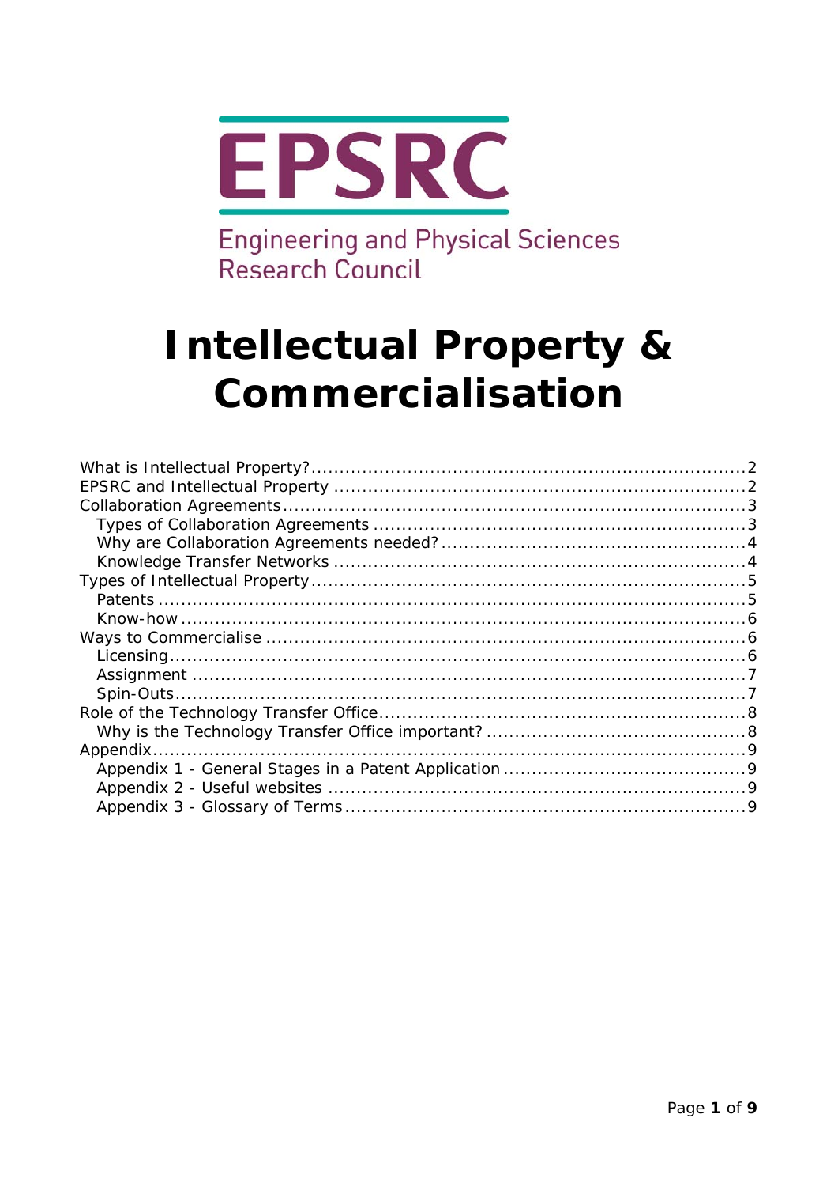EPSRC

Engineering and Physical Sciences Research Council

# Intellectual Property & Commercialisation

- What is Intellectual Property? ... 2
- EPSRC and Intellectual Property ... 2
- Collaboration Agreements ... 3
  - Types of Collaboration Agreements ... 3
  - Why are Collaboration Agreements needed? ... 4
  - Knowledge Transfer Networks ... 4
- Types of Intellectual Property ... 5
  - Patents ... 5
  - Know-how ... 6
- Ways to Commercialise ... 6
  - Licensing ... 6
  - Assignment ... 7
  - Spin-Outs ... 7
- Role of the Technology Transfer Office ... 8
  - Why is the Technology Transfer Office important? ... 8
- Appendix ... 9
  - Appendix 1 - General Stages in a Patent Application ... 9
  - Appendix 2 - Useful websites ... 9
  - Appendix 3 - Glossary of Terms ... 9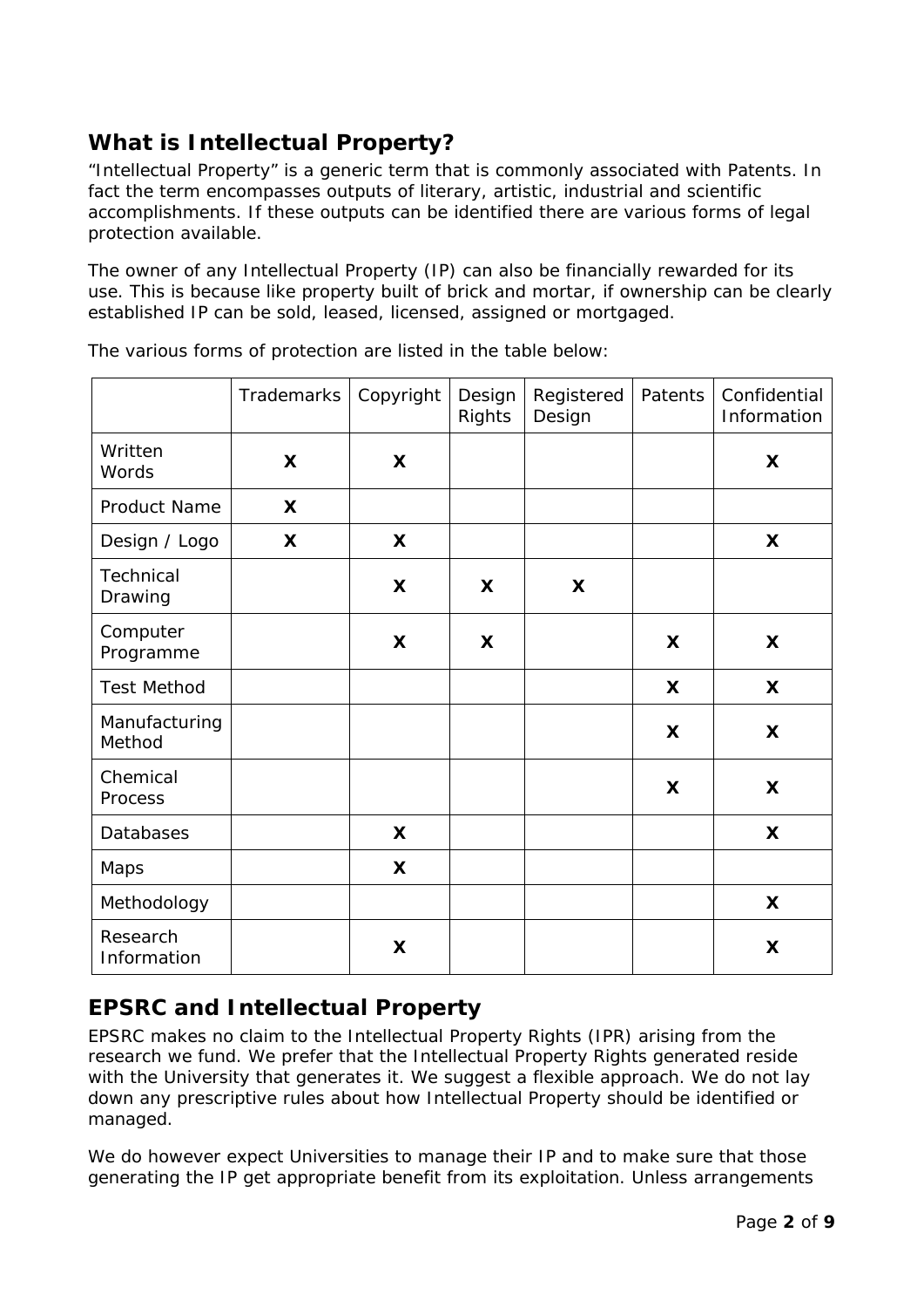## What is Intellectual Property?

"Intellectual Property" is a generic term that is commonly associated with Patents. In fact the term encompasses outputs of literary, artistic, industrial and scientific accomplishments. If these outputs can be identified there are various forms of legal protection available.

The owner of any Intellectual Property (IP) can also be financially rewarded for its use. This is because like property built of brick and mortar, if ownership can be clearly established IP can be sold, leased, licensed, assigned or mortgaged.

The various forms of protection are listed in the table below:

| | Trademarks | Copyright | Design Rights | Registered Design | Patents | Confidential Information |
|---|---|---|---|---|---|---|
| Written Words | **X** | **X** | | | | **X** |
| Product Name | **X** | | | | | |
| Design / Logo | **X** | **X** | | | | **X** |
| Technical Drawing | | **X** | **X** | **X** | | |
| Computer Programme | | **X** | **X** | | **X** | **X** |
| Test Method | | | | | **X** | **X** |
| Manufacturing Method | | | | | **X** | **X** |
| Chemical Process | | | | | **X** | **X** |
| Databases | | **X** | | | | **X** |
| Maps | | **X** | | | | |
| Methodology | | | | | | **X** |
| Research Information | | **X** | | | | **X** |

## EPSRC and Intellectual Property

EPSRC makes no claim to the Intellectual Property Rights (IPR) arising from the research we fund. We prefer that the Intellectual Property Rights generated reside with the University that generates it. We suggest a flexible approach. We do not lay down any prescriptive rules about how Intellectual Property should be identified or managed.

We do however expect Universities to manage their IP and to make sure that those generating the IP get appropriate benefit from its exploitation. Unless arrangements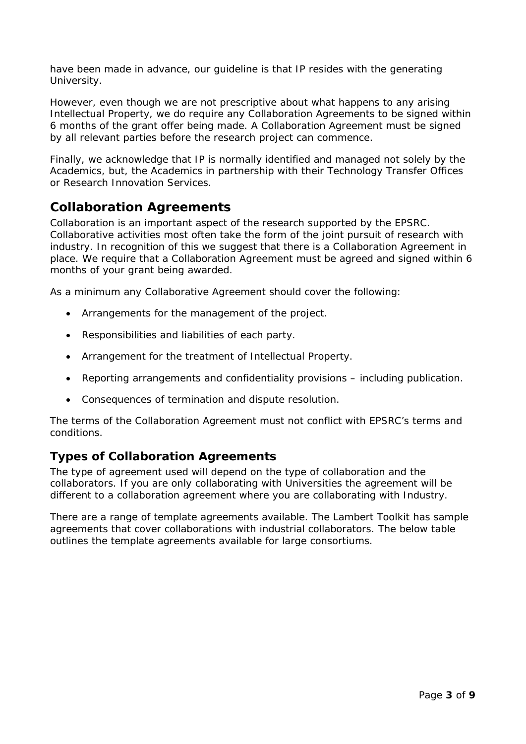have been made in advance, our guideline is that IP resides with the generating University.

However, even though we are not prescriptive about what happens to any arising Intellectual Property, we do require any Collaboration Agreements to be signed within 6 months of the grant offer being made. A Collaboration Agreement must be signed by all relevant parties before the research project can commence.

Finally, we acknowledge that IP is normally identified and managed not solely by the Academics, but, the Academics in partnership with their Technology Transfer Offices or Research Innovation Services.

## Collaboration Agreements

Collaboration is an important aspect of the research supported by the EPSRC. Collaborative activities most often take the form of the joint pursuit of research with industry. In recognition of this we suggest that there is a Collaboration Agreement in place. We require that a Collaboration Agreement must be agreed and signed within 6 months of your grant being awarded.

As a minimum any Collaborative Agreement should cover the following:

- Arrangements for the management of the project.
- Responsibilities and liabilities of each party.
- Arrangement for the treatment of Intellectual Property.
- Reporting arrangements and confidentiality provisions – including publication.
- Consequences of termination and dispute resolution.

The terms of the Collaboration Agreement must not conflict with EPSRC's terms and conditions.

### Types of Collaboration Agreements

The type of agreement used will depend on the type of collaboration and the collaborators. If you are only collaborating with Universities the agreement will be different to a collaboration agreement where you are collaborating with Industry.

There are a range of template agreements available. The Lambert Toolkit has sample agreements that cover collaborations with industrial collaborators. The below table outlines the template agreements available for large consortiums.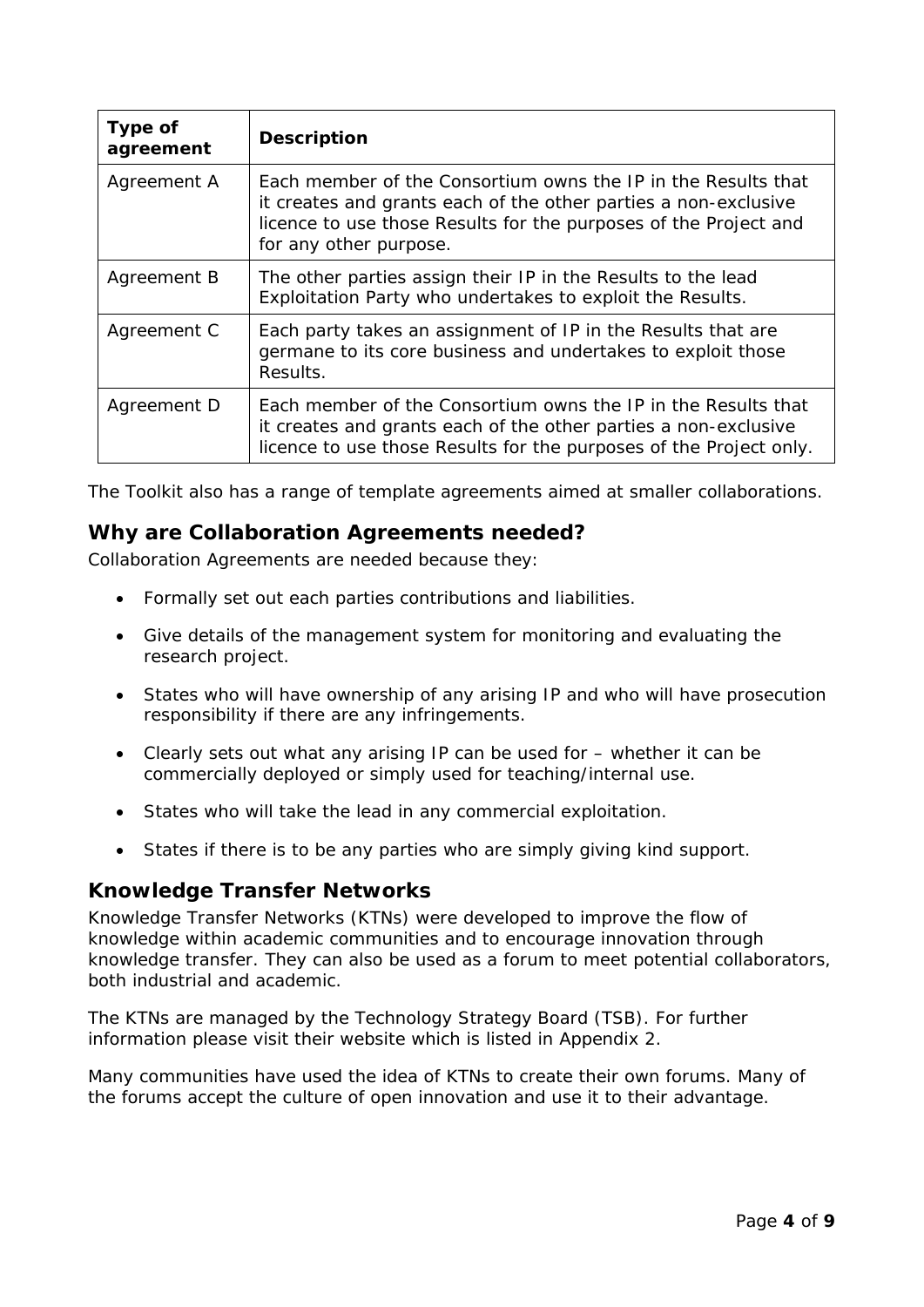| Type of agreement | Description |
| --- | --- |
| Agreement A | Each member of the Consortium owns the IP in the Results that it creates and grants each of the other parties a non-exclusive licence to use those Results for the purposes of the Project and for any other purpose. |
| Agreement B | The other parties assign their IP in the Results to the lead Exploitation Party who undertakes to exploit the Results. |
| Agreement C | Each party takes an assignment of IP in the Results that are germane to its core business and undertakes to exploit those Results. |
| Agreement D | Each member of the Consortium owns the IP in the Results that it creates and grants each of the other parties a non-exclusive licence to use those Results for the purposes of the Project only. |

The Toolkit also has a range of template agreements aimed at smaller collaborations.

## Why are Collaboration Agreements needed?

Collaboration Agreements are needed because they:

- Formally set out each parties contributions and liabilities.
- Give details of the management system for monitoring and evaluating the research project.
- States who will have ownership of any arising IP and who will have prosecution responsibility if there are any infringements.
- Clearly sets out what any arising IP can be used for – whether it can be commercially deployed or simply used for teaching/internal use.
- States who will take the lead in any commercial exploitation.
- States if there is to be any parties who are simply giving kind support.

## Knowledge Transfer Networks

Knowledge Transfer Networks (KTNs) were developed to improve the flow of knowledge within academic communities and to encourage innovation through knowledge transfer. They can also be used as a forum to meet potential collaborators, both industrial and academic.

The KTNs are managed by the Technology Strategy Board (TSB). For further information please visit their website which is listed in Appendix 2.

Many communities have used the idea of KTNs to create their own forums. Many of the forums accept the culture of open innovation and use it to their advantage.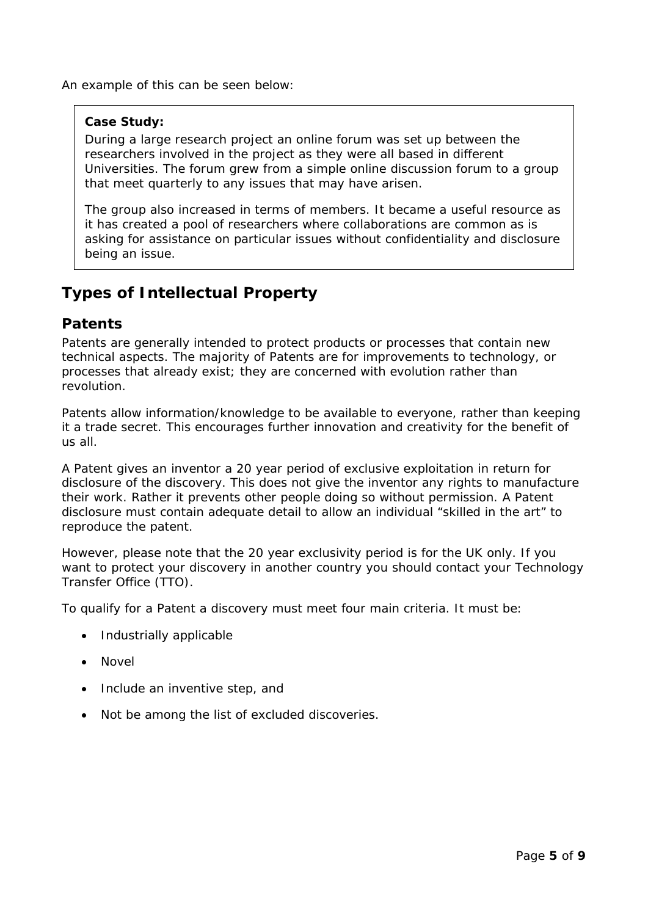An example of this can be seen below:

> **Case Study:**
>
> During a large research project an online forum was set up between the researchers involved in the project as they were all based in different Universities. The forum grew from a simple online discussion forum to a group that meet quarterly to any issues that may have arisen.
>
> The group also increased in terms of members. It became a useful resource as it has created a pool of researchers where collaborations are common as is asking for assistance on particular issues without confidentiality and disclosure being an issue.

## Types of Intellectual Property

### Patents

Patents are generally intended to protect products or processes that contain new technical aspects. The majority of Patents are for improvements to technology, or processes that already exist; they are concerned with evolution rather than revolution.

Patents allow information/knowledge to be available to everyone, rather than keeping it a trade secret. This encourages further innovation and creativity for the benefit of us all.

A Patent gives an inventor a 20 year period of exclusive exploitation in return for disclosure of the discovery. This does not give the inventor any rights to manufacture their work. Rather it prevents other people doing so without permission. A Patent disclosure must contain adequate detail to allow an individual "skilled in the art" to reproduce the patent.

However, please note that the 20 year exclusivity period is for the UK only. If you want to protect your discovery in another country you should contact your Technology Transfer Office (TTO).

To qualify for a Patent a discovery must meet four main criteria. It must be:

- Industrially applicable
- Novel
- Include an inventive step, and
- Not be among the list of excluded discoveries.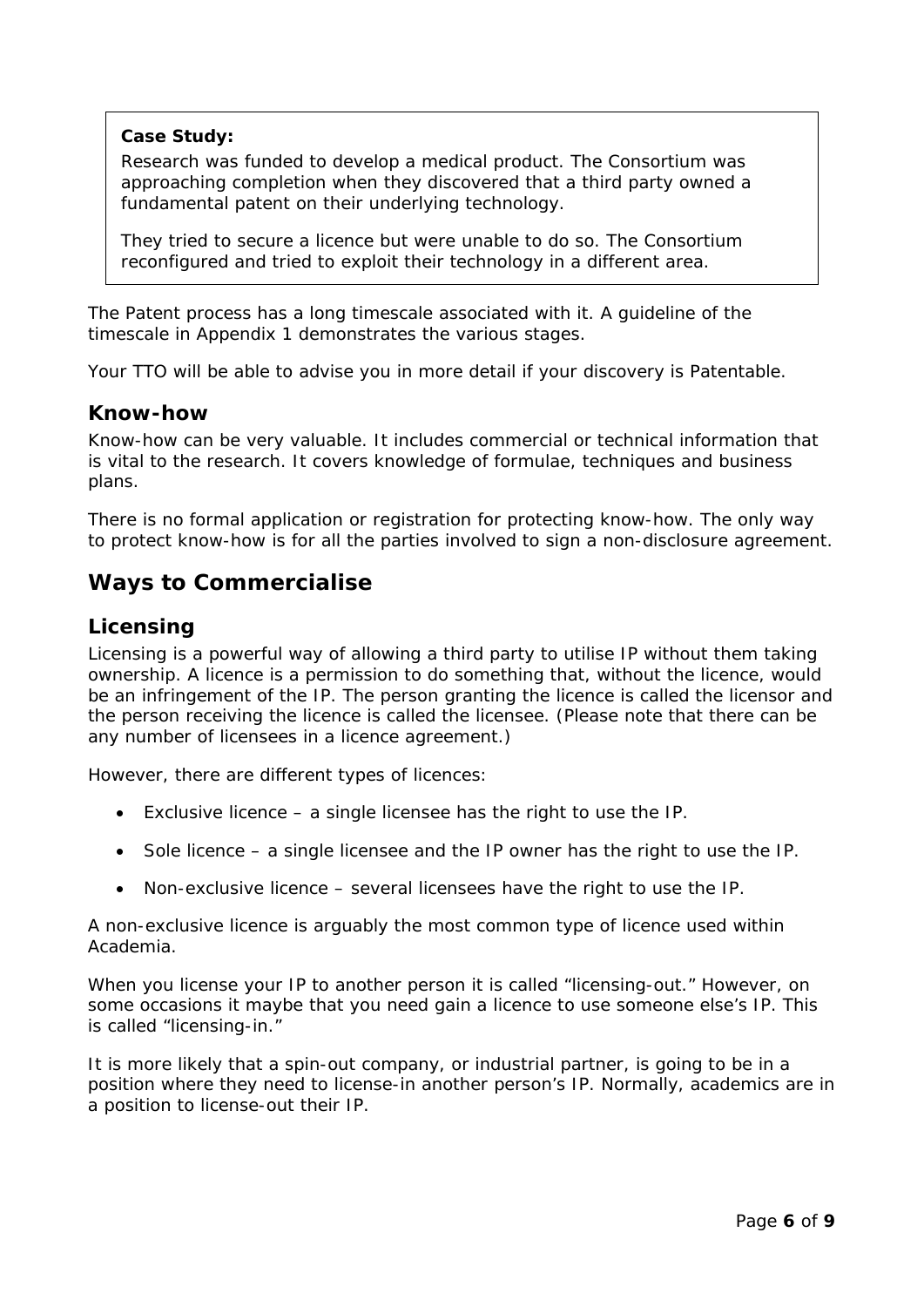> **Case Study:**
>
> Research was funded to develop a medical product. The Consortium was approaching completion when they discovered that a third party owned a fundamental patent on their underlying technology.
>
> They tried to secure a licence but were unable to do so. The Consortium reconfigured and tried to exploit their technology in a different area.

The Patent process has a long timescale associated with it. A guideline of the timescale in Appendix 1 demonstrates the various stages.

Your TTO will be able to advise you in more detail if your discovery is Patentable.

### Know-how

Know-how can be very valuable. It includes commercial or technical information that is vital to the research. It covers knowledge of formulae, techniques and business plans.

There is no formal application or registration for protecting know-how. The only way to protect know-how is for all the parties involved to sign a non-disclosure agreement.

## Ways to Commercialise

### Licensing

Licensing is a powerful way of allowing a third party to utilise IP without them taking ownership. A licence is a permission to do something that, without the licence, would be an infringement of the IP. The person granting the licence is called the licensor and the person receiving the licence is called the licensee. (Please note that there can be any number of licensees in a licence agreement.)

However, there are different types of licences:

- Exclusive licence – a single licensee has the right to use the IP.
- Sole licence – a single licensee and the IP owner has the right to use the IP.
- Non-exclusive licence – several licensees have the right to use the IP.

A non-exclusive licence is arguably the most common type of licence used within Academia.

When you license your IP to another person it is called "licensing-out." However, on some occasions it maybe that you need gain a licence to use someone else's IP. This is called "licensing-in."

It is more likely that a spin-out company, or industrial partner, is going to be in a position where they need to license-in another person's IP. Normally, academics are in a position to license-out their IP.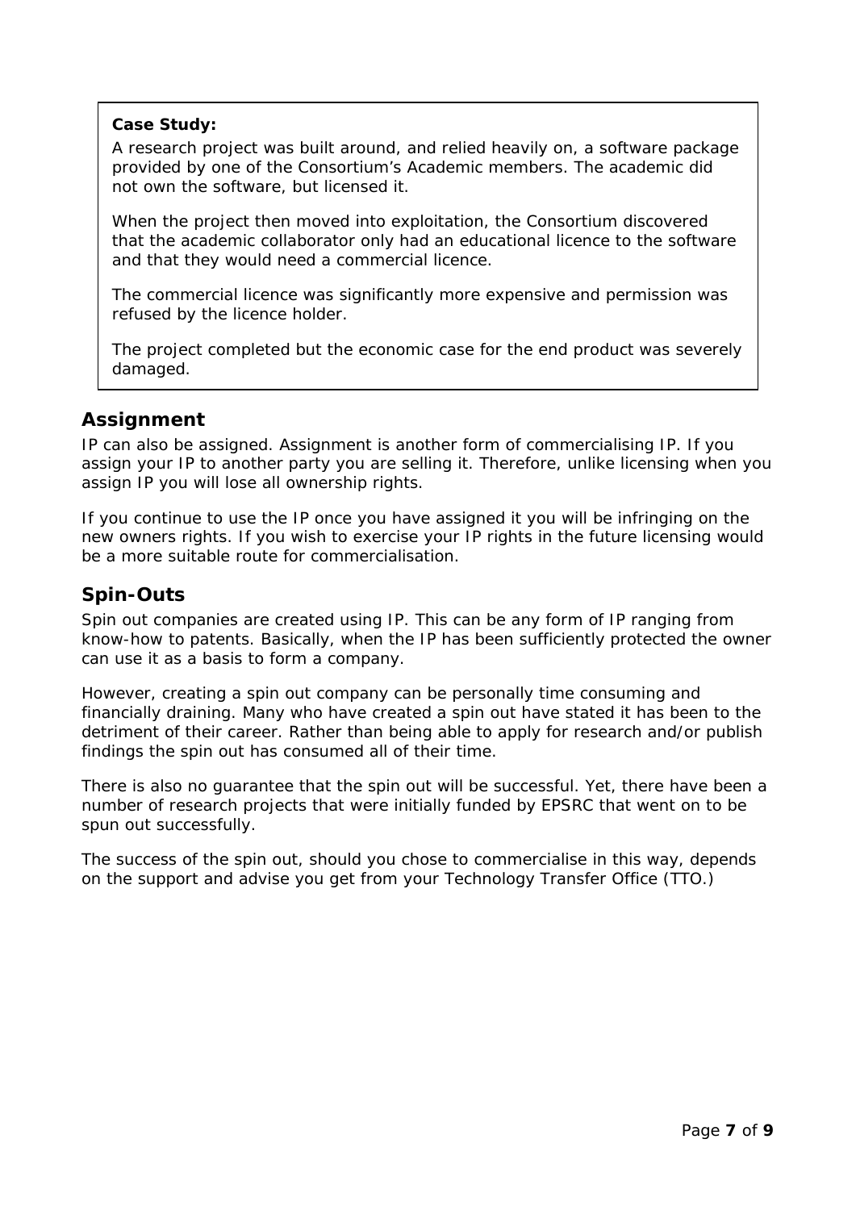> **Case Study:**
>
> A research project was built around, and relied heavily on, a software package provided by one of the Consortium's Academic members. The academic did not own the software, but licensed it.
>
> When the project then moved into exploitation, the Consortium discovered that the academic collaborator only had an educational licence to the software and that they would need a commercial licence.
>
> The commercial licence was significantly more expensive and permission was refused by the licence holder.
>
> The project completed but the economic case for the end product was severely damaged.

## Assignment

IP can also be assigned. Assignment is another form of commercialising IP. If you assign your IP to another party you are selling it. Therefore, unlike licensing when you assign IP you will lose all ownership rights.

If you continue to use the IP once you have assigned it you will be infringing on the new owners rights. If you wish to exercise your IP rights in the future licensing would be a more suitable route for commercialisation.

## Spin-Outs

Spin out companies are created using IP. This can be any form of IP ranging from know-how to patents. Basically, when the IP has been sufficiently protected the owner can use it as a basis to form a company.

However, creating a spin out company can be personally time consuming and financially draining. Many who have created a spin out have stated it has been to the detriment of their career. Rather than being able to apply for research and/or publish findings the spin out has consumed all of their time.

There is also no guarantee that the spin out will be successful. Yet, there have been a number of research projects that were initially funded by EPSRC that went on to be spun out successfully.

The success of the spin out, should you chose to commercialise in this way, depends on the support and advise you get from your Technology Transfer Office (TTO.)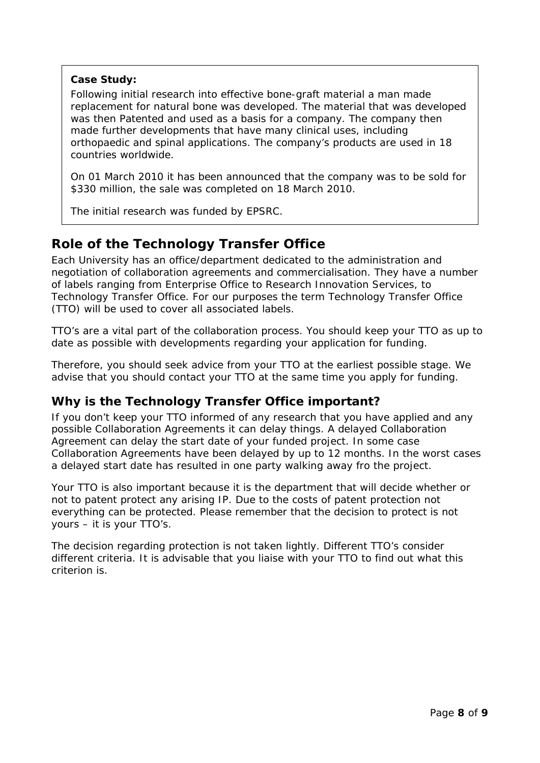**Case Study:**

Following initial research into effective bone-graft material a man made replacement for natural bone was developed. The material that was developed was then Patented and used as a basis for a company. The company then made further developments that have many clinical uses, including orthopaedic and spinal applications. The company's products are used in 18 countries worldwide.

On 01 March 2010 it has been announced that the company was to be sold for $330 million, the sale was completed on 18 March 2010.

The initial research was funded by EPSRC.

## Role of the Technology Transfer Office

Each University has an office/department dedicated to the administration and negotiation of collaboration agreements and commercialisation. They have a number of labels ranging from Enterprise Office to Research Innovation Services, to Technology Transfer Office. For our purposes the term Technology Transfer Office (TTO) will be used to cover all associated labels.

TTO's are a vital part of the collaboration process. You should keep your TTO as up to date as possible with developments regarding your application for funding.

Therefore, you should seek advice from your TTO at the earliest possible stage. We advise that you should contact your TTO at the same time you apply for funding.

### Why is the Technology Transfer Office important?

If you don't keep your TTO informed of any research that you have applied and any possible Collaboration Agreements it can delay things. A delayed Collaboration Agreement can delay the start date of your funded project. In some case Collaboration Agreements have been delayed by up to 12 months. In the worst cases a delayed start date has resulted in one party walking away fro the project.

Your TTO is also important because it is the department that will decide whether or not to patent protect any arising IP. Due to the costs of patent protection not everything can be protected. Please remember that the decision to protect is not yours – it is your TTO's.

The decision regarding protection is not taken lightly. Different TTO's consider different criteria. It is advisable that you liaise with your TTO to find out what this criterion is.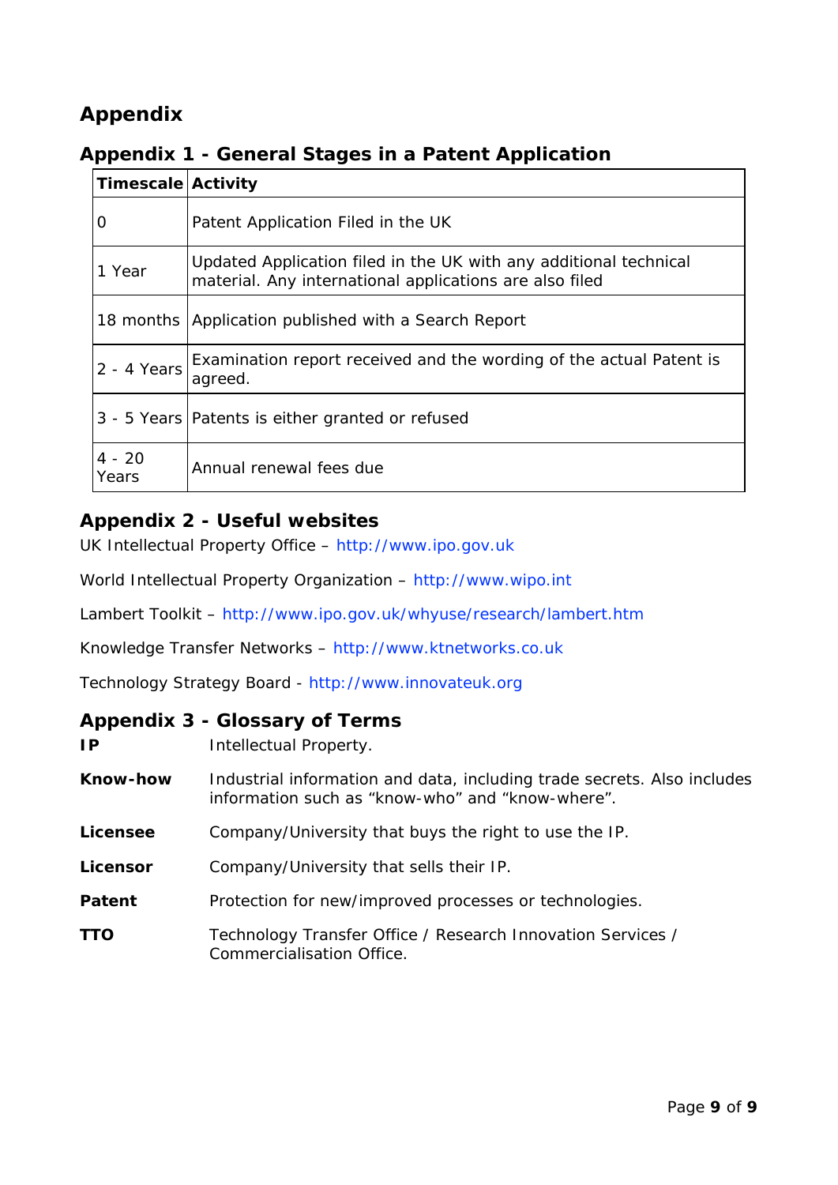# Appendix

## Appendix 1 - General Stages in a Patent Application

| Timescale | Activity |
|---|---|
| 0 | Patent Application Filed in the UK |
| 1 Year | Updated Application filed in the UK with any additional technical material. Any international applications are also filed |
| 18 months | Application published with a Search Report |
| 2 - 4 Years | Examination report received and the wording of the actual Patent is agreed. |
| 3 - 5 Years | Patents is either granted or refused |
| 4 - 20 Years | Annual renewal fees due |

## Appendix 2 - Useful websites

UK Intellectual Property Office – http://www.ipo.gov.uk

World Intellectual Property Organization – http://www.wipo.int

Lambert Toolkit – http://www.ipo.gov.uk/whyuse/research/lambert.htm

Knowledge Transfer Networks – http://www.ktnetworks.co.uk

Technology Strategy Board - http://www.innovateuk.org

## Appendix 3 - Glossary of Terms

**IP** Intellectual Property.

**Know-how** Industrial information and data, including trade secrets. Also includes information such as "know-who" and "know-where".

**Licensee** Company/University that buys the right to use the IP.

**Licensor** Company/University that sells their IP.

**Patent** Protection for new/improved processes or technologies.

**TTO** Technology Transfer Office / Research Innovation Services / Commercialisation Office.